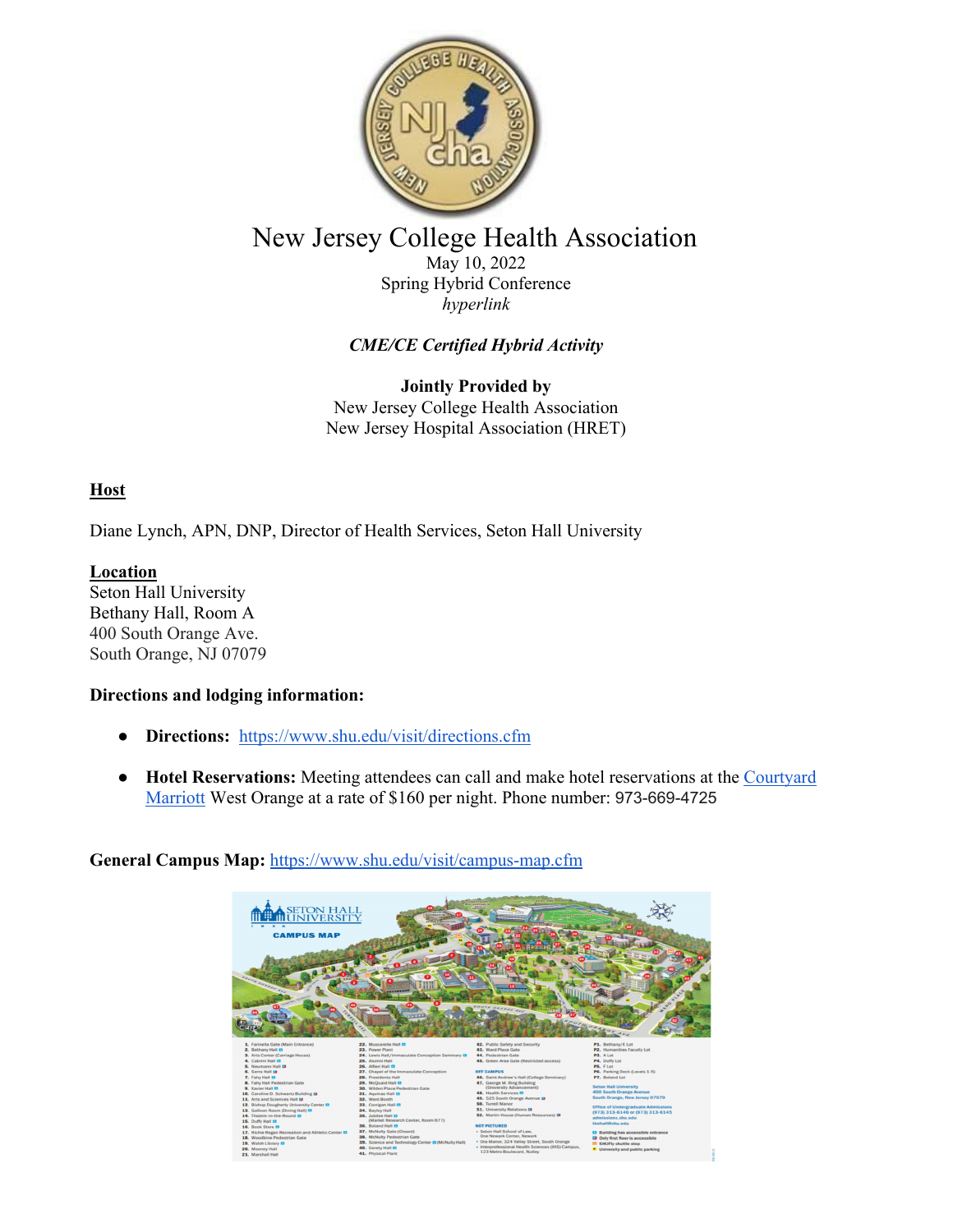# New Jersey College Health Association

May 10, 2022
Spring Hybrid Conference
*hyperlink*

***CME/CE Certified Hybrid Activity***

**Jointly Provided by**
New Jersey College Health Association
New Jersey Hospital Association (HRET)

## Host

Diane Lynch, APN, DNP, Director of Health Services, Seton Hall University

## Location

Seton Hall University
Bethany Hall, Room A
400 South Orange Ave.
South Orange, NJ 07079

**Directions and lodging information:**

- **Directions:** https://www.shu.edu/visit/directions.cfm
- **Hotel Reservations:** Meeting attendees can call and make hotel reservations at the Courtyard Marriott West Orange at a rate of $160 per night. Phone number: 973-669-4725

**General Campus Map:** https://www.shu.edu/visit/campus-map.cfm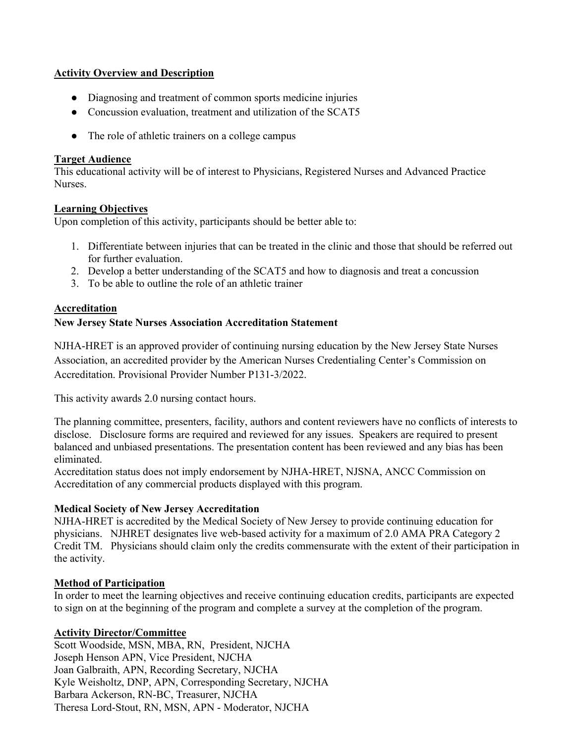## Activity Overview and Description

- Diagnosing and treatment of common sports medicine injuries
- Concussion evaluation, treatment and utilization of the SCAT5
- The role of athletic trainers on a college campus

## Target Audience

This educational activity will be of interest to Physicians, Registered Nurses and Advanced Practice Nurses.

## Learning Objectives

Upon completion of this activity, participants should be better able to:

1. Differentiate between injuries that can be treated in the clinic and those that should be referred out for further evaluation.
2. Develop a better understanding of the SCAT5 and how to diagnosis and treat a concussion
3. To be able to outline the role of an athletic trainer

## Accreditation

### New Jersey State Nurses Association Accreditation Statement

NJHA-HRET is an approved provider of continuing nursing education by the New Jersey State Nurses Association, an accredited provider by the American Nurses Credentialing Center's Commission on Accreditation. Provisional Provider Number P131-3/2022.

This activity awards 2.0 nursing contact hours.

The planning committee, presenters, facility, authors and content reviewers have no conflicts of interests to disclose. Disclosure forms are required and reviewed for any issues. Speakers are required to present balanced and unbiased presentations. The presentation content has been reviewed and any bias has been eliminated.
Accreditation status does not imply endorsement by NJHA-HRET, NJSNA, ANCC Commission on Accreditation of any commercial products displayed with this program.

### Medical Society of New Jersey Accreditation

NJHA-HRET is accredited by the Medical Society of New Jersey to provide continuing education for physicians. NJHRET designates live web-based activity for a maximum of 2.0 AMA PRA Category 2 Credit TM. Physicians should claim only the credits commensurate with the extent of their participation in the activity.

## Method of Participation

In order to meet the learning objectives and receive continuing education credits, participants are expected to sign on at the beginning of the program and complete a survey at the completion of the program.

## Activity Director/Committee

Scott Woodside, MSN, MBA, RN, President, NJCHA
Joseph Henson APN, Vice President, NJCHA
Joan Galbraith, APN, Recording Secretary, NJCHA
Kyle Weisholtz, DNP, APN, Corresponding Secretary, NJCHA
Barbara Ackerson, RN-BC, Treasurer, NJCHA
Theresa Lord-Stout, RN, MSN, APN - Moderator, NJCHA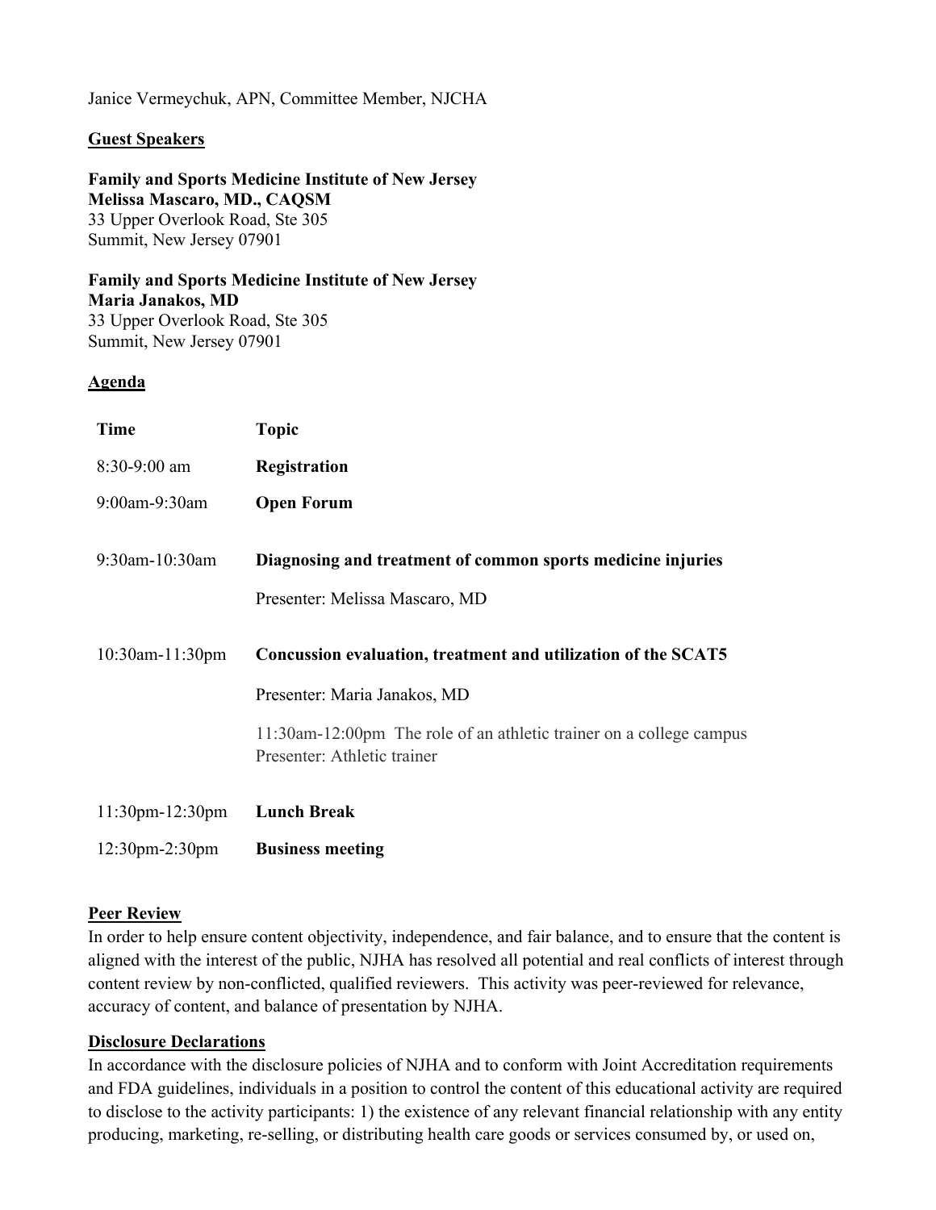Janice Vermeychuk, APN, Committee Member, NJCHA

## Guest Speakers

**Family and Sports Medicine Institute of New Jersey**
**Melissa Mascaro, MD., CAQSM**
33 Upper Overlook Road, Ste 305
Summit, New Jersey 07901

**Family and Sports Medicine Institute of New Jersey**
**Maria Janakos, MD**
33 Upper Overlook Road, Ste 305
Summit, New Jersey 07901

## Agenda

| Time | Topic |
|---|---|
| 8:30-9:00 am | **Registration** |
| 9:00am-9:30am | **Open Forum** |
| 9:30am-10:30am | **Diagnosing and treatment of common sports medicine injuries**<br>Presenter: Melissa Mascaro, MD |
| 10:30am-11:30pm | **Concussion evaluation, treatment and utilization of the SCAT5**<br>Presenter: Maria Janakos, MD<br>11:30am-12:00pm The role of an athletic trainer on a college campus<br>Presenter: Athletic trainer |
| 11:30pm-12:30pm | **Lunch Break** |
| 12:30pm-2:30pm | **Business meeting** |

## Peer Review

In order to help ensure content objectivity, independence, and fair balance, and to ensure that the content is aligned with the interest of the public, NJHA has resolved all potential and real conflicts of interest through content review by non-conflicted, qualified reviewers. This activity was peer-reviewed for relevance, accuracy of content, and balance of presentation by NJHA.

## Disclosure Declarations

In accordance with the disclosure policies of NJHA and to conform with Joint Accreditation requirements and FDA guidelines, individuals in a position to control the content of this educational activity are required to disclose to the activity participants: 1) the existence of any relevant financial relationship with any entity producing, marketing, re-selling, or distributing health care goods or services consumed by, or used on,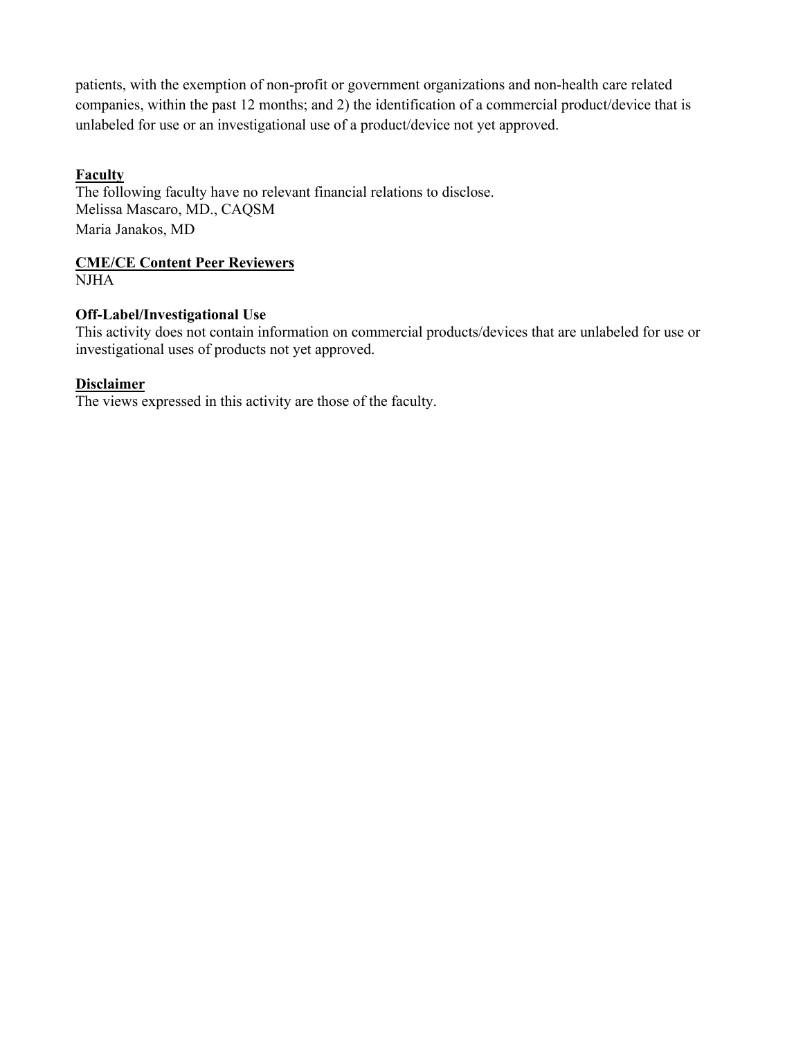patients, with the exemption of non-profit or government organizations and non-health care related companies, within the past 12 months; and 2) the identification of a commercial product/device that is unlabeled for use or an investigational use of a product/device not yet approved.

**Faculty**

The following faculty have no relevant financial relations to disclose.
Melissa Mascaro, MD., CAQSM
Maria Janakos, MD

**CME/CE Content Peer Reviewers**

NJHA

**Off-Label/Investigational Use**

This activity does not contain information on commercial products/devices that are unlabeled for use or investigational uses of products not yet approved.

**Disclaimer**

The views expressed in this activity are those of the faculty.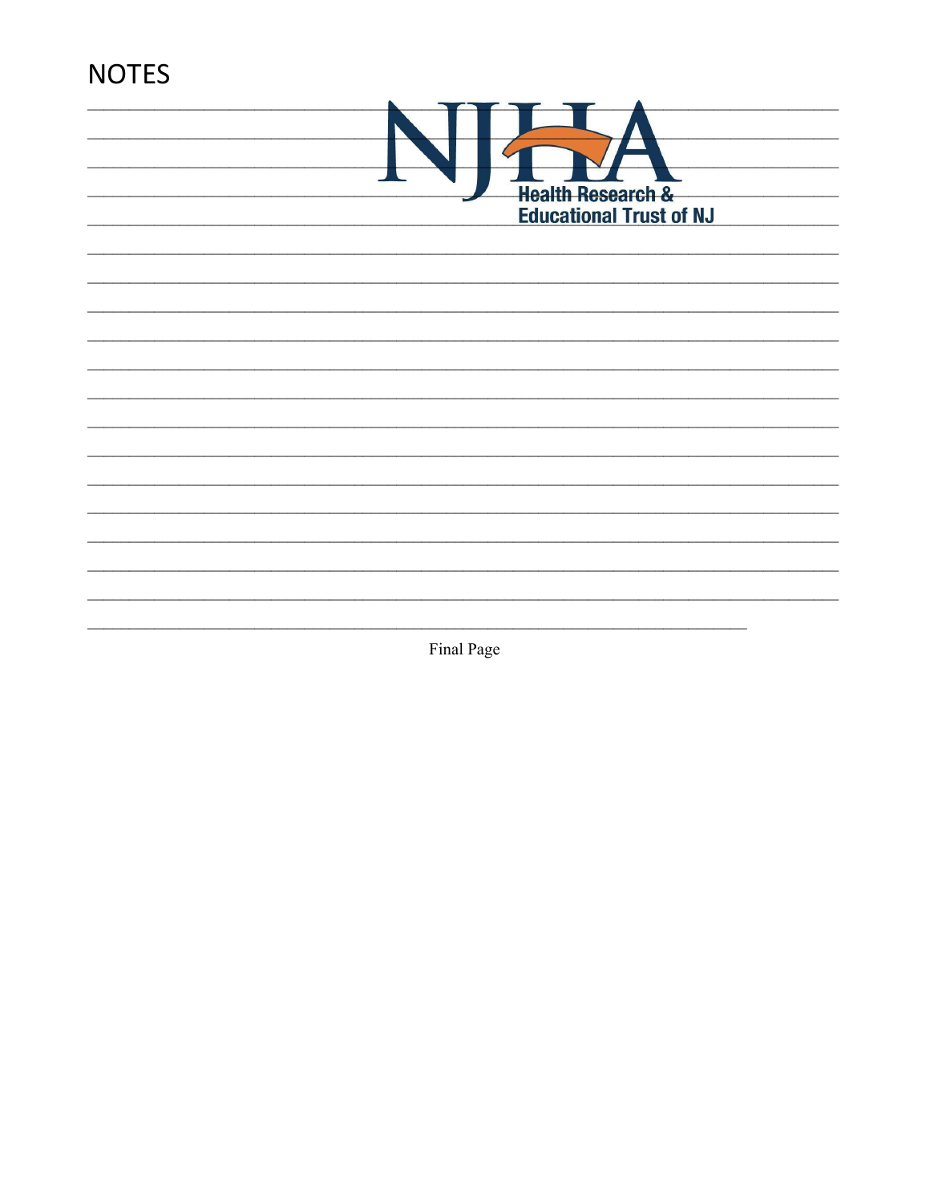# NOTES

Health Research & Educational Trust of NJ

Final Page